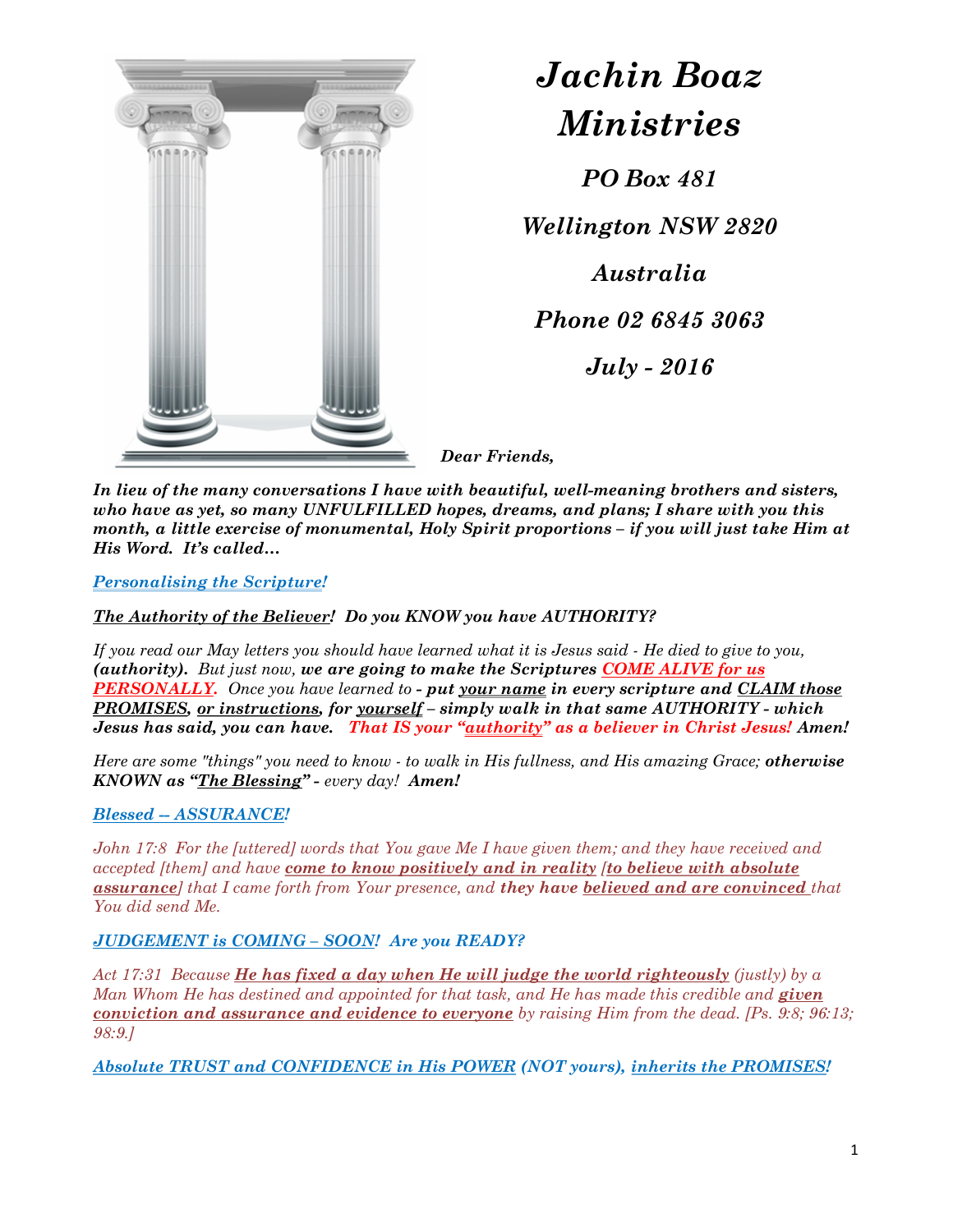# *Jachin Boaz Ministries*

***PO Box 481***

***Wellington NSW 2820***

***Australia***

***Phone 02 6845 3063***

***July - 2016***

***Dear Friends,***

***In lieu of the many conversations I have with beautiful, well-meaning brothers and sisters, who have as yet, so many UNFULFILLED hopes, dreams, and plans; I share with you this month, a little exercise of monumental, Holy Spirit proportions – if you will just take Him at His Word. It's called…***

***Personalising the Scripture!***

***The Authority of the Believer! Do you KNOW you have AUTHORITY?***

*If you read our May letters you should have learned what it is Jesus said - He died to give to you,* ***(authority).*** *But just now,* ***we are going to make the Scriptures COME ALIVE for us PERSONALLY.*** *Once you have learned to* ***- put your name in every scripture and CLAIM those PROMISES, or instructions, for yourself – simply walk in that same AUTHORITY - which Jesus has said, you can have. That IS your "authority" as a believer in Christ Jesus! Amen!***

*Here are some "things" you need to know - to walk in His fullness, and His amazing Grace;* ***otherwise KNOWN as "The Blessing" -*** *every day!* ***Amen!***

***Blessed -- ASSURANCE!***

*John 17:8 For the [uttered] words that You gave Me I have given them; and they have received and accepted [them] and have* ***come to know positively and in reality [to believe with absolute assurance]*** *that I came forth from Your presence, and* ***they have believed and are convinced*** *that You did send Me.*

***JUDGEMENT is COMING – SOON! Are you READY?***

*Act 17:31 Because* ***He has fixed a day when He will judge the world righteously*** *(justly) by a Man Whom He has destined and appointed for that task, and He has made this credible and* ***given conviction and assurance and evidence to everyone*** *by raising Him from the dead. [Ps. 9:8; 96:13; 98:9.]*

***Absolute TRUST and CONFIDENCE in His POWER (NOT yours), inherits the PROMISES!***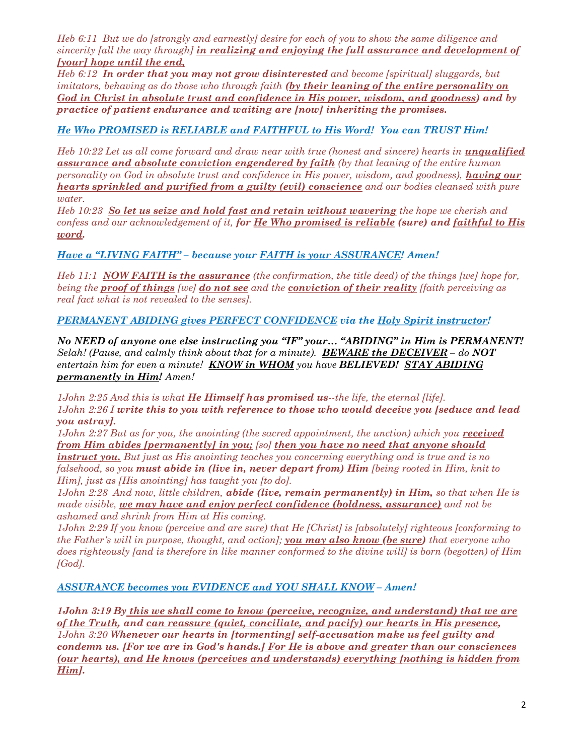*Heb 6:11 But we do [strongly and earnestly] desire for each of you to show the same diligence and sincerity [all the way through]* ***in realizing and enjoying the full assurance and development of [your] hope until the end,***

*Heb 6:12* ***In order that you may not grow disinterested*** *and become [spiritual] sluggards, but imitators, behaving as do those who through faith* ***(by their leaning of the entire personality on God in Christ in absolute trust and confidence in His power, wisdom, and goodness) and by practice of patient endurance and waiting are [now] inheriting the promises.***

***He Who PROMISED is RELIABLE and FAITHFUL to His Word! You can TRUST Him!***

*Heb 10:22 Let us all come forward and draw near with true (honest and sincere) hearts in* ***unqualified assurance and absolute conviction engendered by faith*** *(by that leaning of the entire human personality on God in absolute trust and confidence in His power, wisdom, and goodness),* ***having our hearts sprinkled and purified from a guilty (evil) conscience*** *and our bodies cleansed with pure water.*

*Heb 10:23* ***So let us seize and hold fast and retain without wavering*** *the hope we cherish and confess and our acknowledgement of it,* ***for He Who promised is reliable (sure) and faithful to His word.***

***Have a "LIVING FAITH" – because your FAITH is your ASSURANCE! Amen!***

*Heb 11:1* ***NOW FAITH is the assurance*** *(the confirmation, the title deed) of the things [we] hope for, being the* ***proof of things*** *[we]* ***do not see*** *and the* ***conviction of their reality*** *[faith perceiving as real fact what is not revealed to the senses].*

***PERMANENT ABIDING gives PERFECT CONFIDENCE via the Holy Spirit instructor!***

***No NEED of anyone one else instructing you "IF" your… "ABIDING" in Him is PERMANENT!*** *Selah! (Pause, and calmly think about that for a minute).* ***BEWARE the DECEIVER*** *– do* ***NOT*** *entertain him for even a minute!* ***KNOW in WHOM*** *you have* ***BELIEVED! STAY ABIDING permanently in Him!*** *Amen!*

*1John 2:25 And this is what* ***He Himself has promised us****--the life, the eternal [life].*

*1John 2:26 I* ***write this to you with reference to those who would deceive you [seduce and lead you astray].***

*1John 2:27 But as for you, the anointing (the sacred appointment, the unction) which you* ***received from Him abides [permanently] in you;*** *[so]* ***then you have no need that anyone should instruct you.*** *But just as His anointing teaches you concerning everything and is true and is no falsehood, so you* ***must abide in (live in, never depart from) Him*** *[being rooted in Him, knit to Him], just as [His anointing] has taught you [to do].*

*1John 2:28 And now, little children,* ***abide (live, remain permanently) in Him,*** *so that when He is made visible,* ***we may have and enjoy perfect confidence (boldness, assurance)*** *and not be ashamed and shrink from Him at His coming.*

*1John 2:29 If you know (perceive and are sure) that He [Christ] is [absolutely] righteous [conforming to the Father's will in purpose, thought, and action];* ***you may also know (be sure)*** *that everyone who does righteously [and is therefore in like manner conformed to the divine will] is born (begotten) of Him [God].*

***ASSURANCE becomes you EVIDENCE and YOU SHALL KNOW – Amen!***

***1John 3:19 By this we shall come to know (perceive, recognize, and understand) that we are of the Truth, and can reassure (quiet, conciliate, and pacify) our hearts in His presence,***

***1John 3:20 Whenever our hearts in [tormenting] self-accusation make us feel guilty and condemn us. [For we are in God's hands.] For He is above and greater than our consciences (our hearts), and He knows (perceives and understands) everything [nothing is hidden from Him].***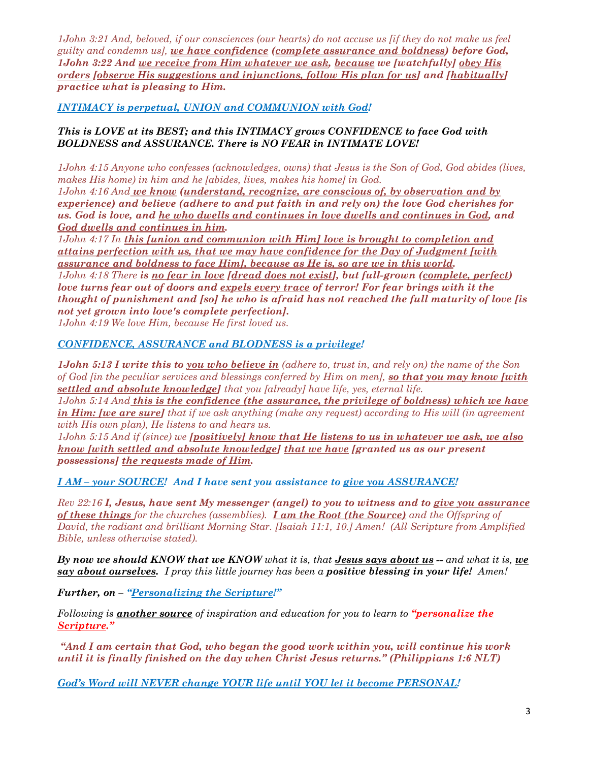*1John 3:21 And, beloved, if our consciences (our hearts) do not accuse us [if they do not make us feel guilty and condemn us],* ***we have confidence (complete assurance and boldness) before God,***
***1John 3:22 And we receive from Him whatever we ask, because we [watchfully] obey His orders [observe His suggestions and injunctions, follow His plan for us] and [habitually] practice what is pleasing to Him.***

***INTIMACY is perpetual, UNION and COMMUNION with God!***

***This is LOVE at its BEST; and this INTIMACY grows CONFIDENCE to face God with BOLDNESS and ASSURANCE. There is NO FEAR in INTIMATE LOVE!***

*1John 4:15 Anyone who confesses (acknowledges, owns) that Jesus is the Son of God, God abides (lives, makes His home) in him and he [abides, lives, makes his home] in God.*
*1John 4:16 And* ***we know (understand, recognize, are conscious of, by observation and by experience) and believe (adhere to and put faith in and rely on) the love God cherishes for us. God is love, and he who dwells and continues in love dwells and continues in God, and God dwells and continues in him.***
*1John 4:17 In* ***this [union and communion with Him] love is brought to completion and attains perfection with us, that we may have confidence for the Day of Judgment [with assurance and boldness to face Him], because as He is, so are we in this world.***
*1John 4:18 There* ***is no fear in love [dread does not exist], but full-grown (complete, perfect) love turns fear out of doors and expels every trace of terror! For fear brings with it the thought of punishment and [so] he who is afraid has not reached the full maturity of love [is not yet grown into love's complete perfection].***
*1John 4:19 We love Him, because He first loved us.*

***CONFIDENCE, ASSURANCE and BLODNESS is a privilege!***

***1John 5:13 I write this to you who believe in*** *(adhere to, trust in, and rely on) the name of the Son of God [in the peculiar services and blessings conferred by Him on men],* ***so that you may know [with settled and absolute knowledge]*** *that you [already] have life, yes, eternal life.*
*1John 5:14 And* ***this is the confidence (the assurance, the privilege of boldness) which we have in Him: [we are sure]*** *that if we ask anything (make any request) according to His will (in agreement with His own plan), He listens to and hears us.*
*1John 5:15 And if (since) we* ***[positively] know that He listens to us in whatever we ask, we also know [with settled and absolute knowledge] that we have [granted us as our present possessions] the requests made of Him.***

***I AM – your SOURCE! And I have sent you assistance to give you ASSURANCE!***

*Rev 22:16* ***I, Jesus, have sent My messenger (angel) to you to witness and to give you assurance of these things*** *for the churches (assemblies).* ***I am the Root (the Source)*** *and the Offspring of David, the radiant and brilliant Morning Star. [Isaiah 11:1, 10.] Amen! (All Scripture from Amplified Bible, unless otherwise stated).*

***By now we should KNOW that we KNOW*** *what it is, that* ***Jesus says about us*** *-- and what it is,* ***we say about ourselves.*** *I pray this little journey has been a* ***positive blessing in your life!*** *Amen!*

***Further, on – "Personalizing the Scripture!"***

*Following is* ***another source*** *of inspiration and education for you to learn to* ***"personalize the Scripture."***

***"And I am certain that God, who began the good work within you, will continue his work until it is finally finished on the day when Christ Jesus returns." (Philippians 1:6 NLT)***

***God's Word will NEVER change YOUR life until YOU let it become PERSONAL!***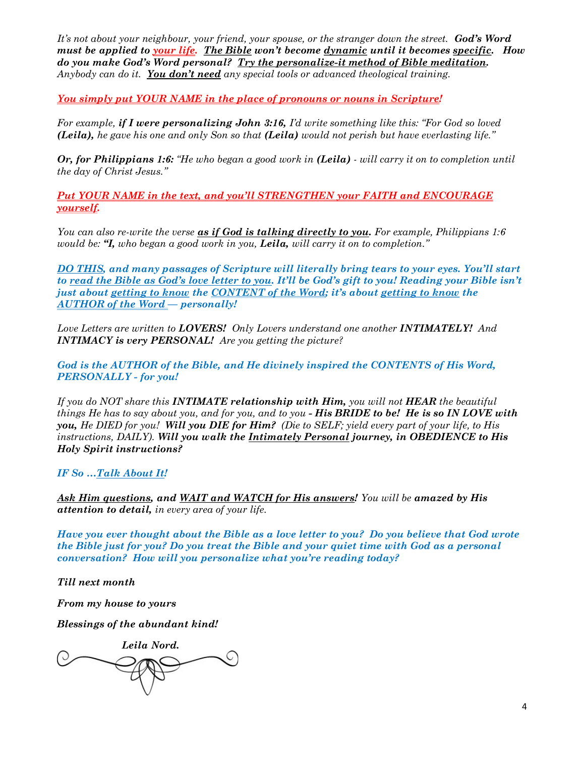*It's not about your neighbour, your friend, your spouse, or the stranger down the street.* ***God's Word must be applied to your life. The Bible won't become dynamic until it becomes specific. How do you make God's Word personal? Try the personalize-it method of Bible meditation.*** *Anybody can do it.* ***You don't need*** *any special tools or advanced theological training.*

***You simply put YOUR NAME in the place of pronouns or nouns in Scripture!***

*For example,* ***if I were personalizing John 3:16,*** *I'd write something like this: "For God so loved* ***(Leila),*** *he gave his one and only Son so that* ***(Leila)*** *would not perish but have everlasting life."*

***Or, for Philippians 1:6:*** *"He who began a good work in* ***(Leila)*** *- will carry it on to completion until the day of Christ Jesus."*

***Put YOUR NAME in the text, and you'll STRENGTHEN your FAITH and ENCOURAGE yourself.***

*You can also re-write the verse* ***as if God is talking directly to you.*** *For example, Philippians 1:6 would be:* ***"I,*** *who began a good work in you,* ***Leila,*** *will carry it on to completion."*

***DO THIS, and many passages of Scripture will literally bring tears to your eyes. You'll start to read the Bible as God's love letter to you. It'll be God's gift to you! Reading your Bible isn't just about getting to know the CONTENT of the Word; it's about getting to know the AUTHOR of the Word — personally!***

*Love Letters are written to* ***LOVERS!*** *Only Lovers understand one another* ***INTIMATELY!*** *And* ***INTIMACY is very PERSONAL!*** *Are you getting the picture?*

***God is the AUTHOR of the Bible, and He divinely inspired the CONTENTS of His Word, PERSONALLY - for you!***

*If you do NOT share this* ***INTIMATE relationship with Him,*** *you will not* ***HEAR*** *the beautiful things He has to say about you, and for you, and to you -* ***His BRIDE to be! He is so IN LOVE with you,*** *He DIED for you!* ***Will you DIE for Him?*** *(Die to SELF; yield every part of your life, to His instructions, DAILY).* ***Will you walk the Intimately Personal journey, in OBEDIENCE to His Holy Spirit instructions?***

***IF So …Talk About It!***

***Ask Him questions, and WAIT and WATCH for His answers!*** *You will be* ***amazed by His attention to detail,*** *in every area of your life.*

***Have you ever thought about the Bible as a love letter to you? Do you believe that God wrote the Bible just for you? Do you treat the Bible and your quiet time with God as a personal conversation? How will you personalize what you're reading today?***

***Till next month***

***From my house to yours***

***Blessings of the abundant kind!***

***Leila Nord.***